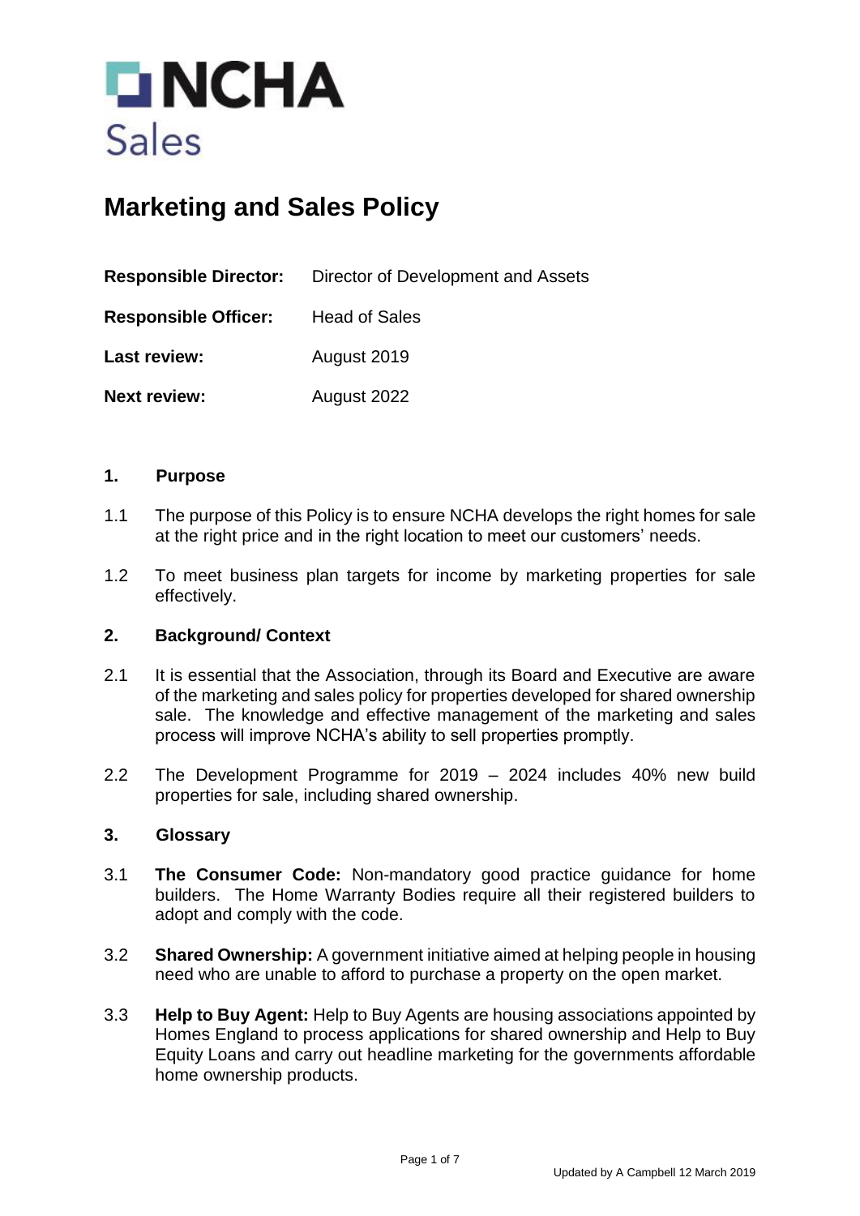# NCHA Sales

## Marketing and Sales Policy

**Responsible Director:** Director of Development and Assets

**Responsible Officer:** Head of Sales

**Last review:** August 2019

**Next review:** August 2022

### 1. Purpose

1.1 The purpose of this Policy is to ensure NCHA develops the right homes for sale at the right price and in the right location to meet our customers' needs.

1.2 To meet business plan targets for income by marketing properties for sale effectively.

### 2. Background/ Context

2.1 It is essential that the Association, through its Board and Executive are aware of the marketing and sales policy for properties developed for shared ownership sale. The knowledge and effective management of the marketing and sales process will improve NCHA's ability to sell properties promptly.

2.2 The Development Programme for 2019 – 2024 includes 40% new build properties for sale, including shared ownership.

### 3. Glossary

3.1 **The Consumer Code:** Non-mandatory good practice guidance for home builders. The Home Warranty Bodies require all their registered builders to adopt and comply with the code.

3.2 **Shared Ownership:** A government initiative aimed at helping people in housing need who are unable to afford to purchase a property on the open market.

3.3 **Help to Buy Agent:** Help to Buy Agents are housing associations appointed by Homes England to process applications for shared ownership and Help to Buy Equity Loans and carry out headline marketing for the governments affordable home ownership products.

Updated by A Campbell 12 March 2019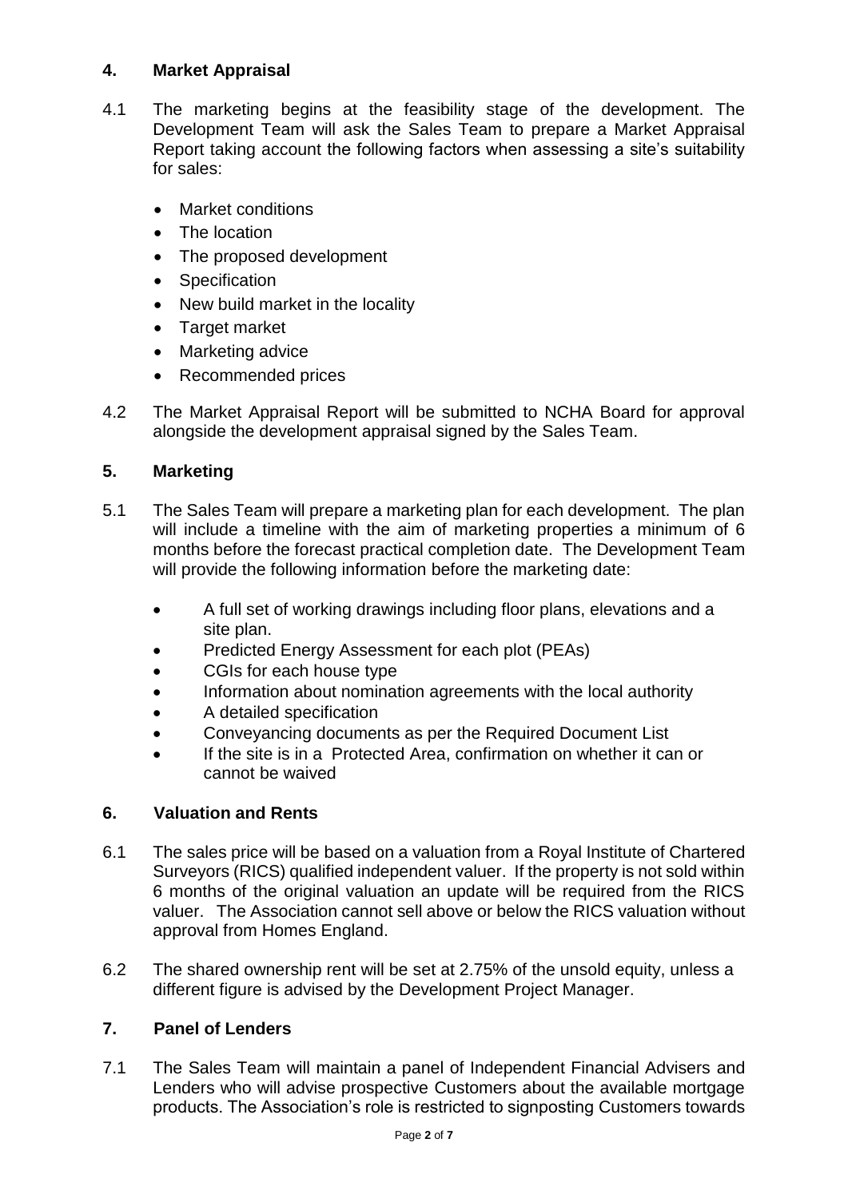## 4. Market Appraisal

4.1 The marketing begins at the feasibility stage of the development. The Development Team will ask the Sales Team to prepare a Market Appraisal Report taking account the following factors when assessing a site's suitability for sales:

- Market conditions
- The location
- The proposed development
- Specification
- New build market in the locality
- Target market
- Marketing advice
- Recommended prices

4.2 The Market Appraisal Report will be submitted to NCHA Board for approval alongside the development appraisal signed by the Sales Team.

## 5. Marketing

5.1 The Sales Team will prepare a marketing plan for each development. The plan will include a timeline with the aim of marketing properties a minimum of 6 months before the forecast practical completion date. The Development Team will provide the following information before the marketing date:

- A full set of working drawings including floor plans, elevations and a site plan.
- Predicted Energy Assessment for each plot (PEAs)
- CGIs for each house type
- Information about nomination agreements with the local authority
- A detailed specification
- Conveyancing documents as per the Required Document List
- If the site is in a Protected Area, confirmation on whether it can or cannot be waived

## 6. Valuation and Rents

6.1 The sales price will be based on a valuation from a Royal Institute of Chartered Surveyors (RICS) qualified independent valuer. If the property is not sold within 6 months of the original valuation an update will be required from the RICS valuer. The Association cannot sell above or below the RICS valuation without approval from Homes England.

6.2 The shared ownership rent will be set at 2.75% of the unsold equity, unless a different figure is advised by the Development Project Manager.

## 7. Panel of Lenders

7.1 The Sales Team will maintain a panel of Independent Financial Advisers and Lenders who will advise prospective Customers about the available mortgage products. The Association's role is restricted to signposting Customers towards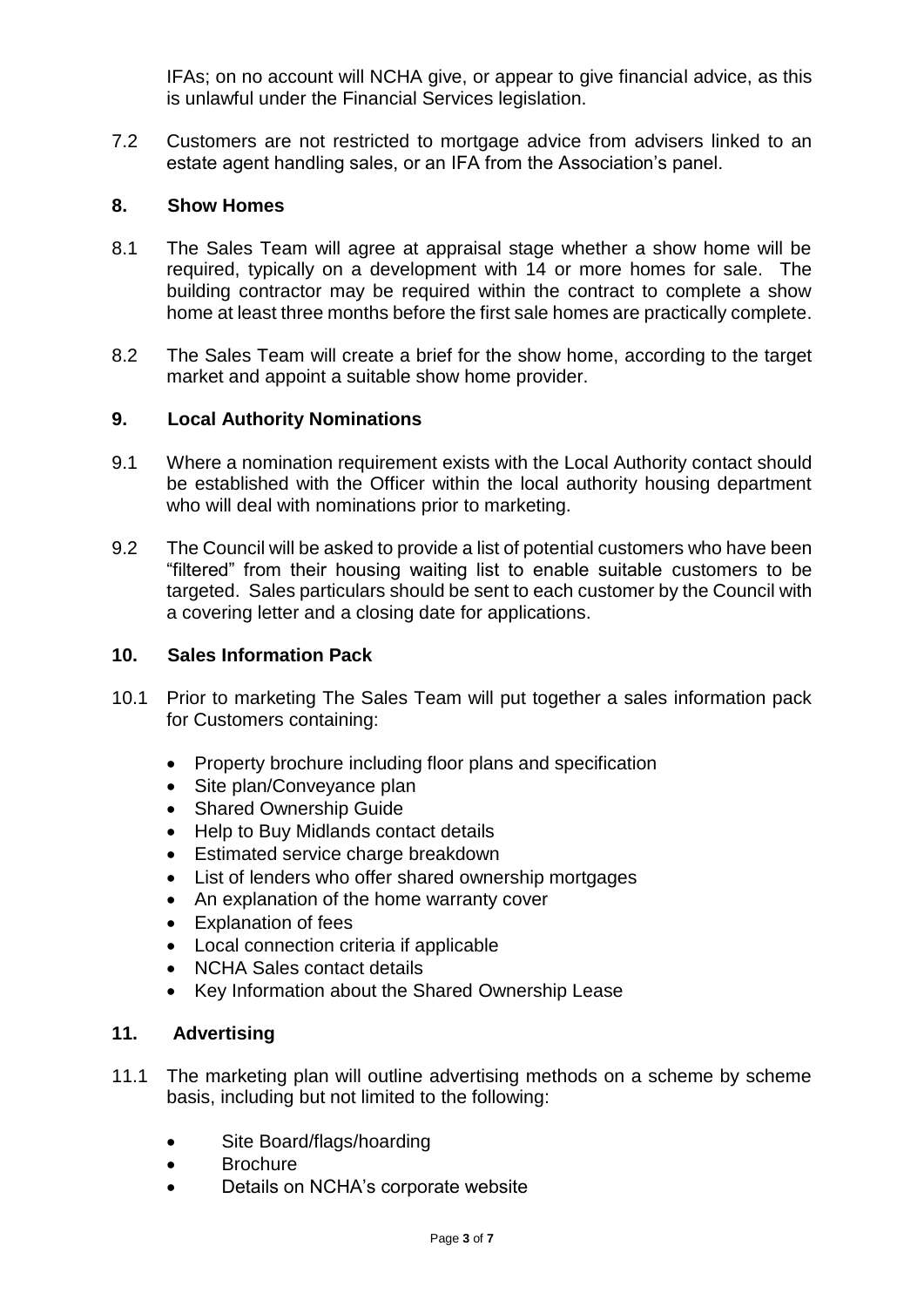IFAs; on no account will NCHA give, or appear to give financial advice, as this is unlawful under the Financial Services legislation.

7.2 Customers are not restricted to mortgage advice from advisers linked to an estate agent handling sales, or an IFA from the Association's panel.

## 8. Show Homes

8.1 The Sales Team will agree at appraisal stage whether a show home will be required, typically on a development with 14 or more homes for sale. The building contractor may be required within the contract to complete a show home at least three months before the first sale homes are practically complete.

8.2 The Sales Team will create a brief for the show home, according to the target market and appoint a suitable show home provider.

## 9. Local Authority Nominations

9.1 Where a nomination requirement exists with the Local Authority contact should be established with the Officer within the local authority housing department who will deal with nominations prior to marketing.

9.2 The Council will be asked to provide a list of potential customers who have been "filtered" from their housing waiting list to enable suitable customers to be targeted. Sales particulars should be sent to each customer by the Council with a covering letter and a closing date for applications.

## 10. Sales Information Pack

10.1 Prior to marketing The Sales Team will put together a sales information pack for Customers containing:

- Property brochure including floor plans and specification
- Site plan/Conveyance plan
- Shared Ownership Guide
- Help to Buy Midlands contact details
- Estimated service charge breakdown
- List of lenders who offer shared ownership mortgages
- An explanation of the home warranty cover
- Explanation of fees
- Local connection criteria if applicable
- NCHA Sales contact details
- Key Information about the Shared Ownership Lease

## 11. Advertising

11.1 The marketing plan will outline advertising methods on a scheme by scheme basis, including but not limited to the following:

- Site Board/flags/hoarding
- Brochure
- Details on NCHA's corporate website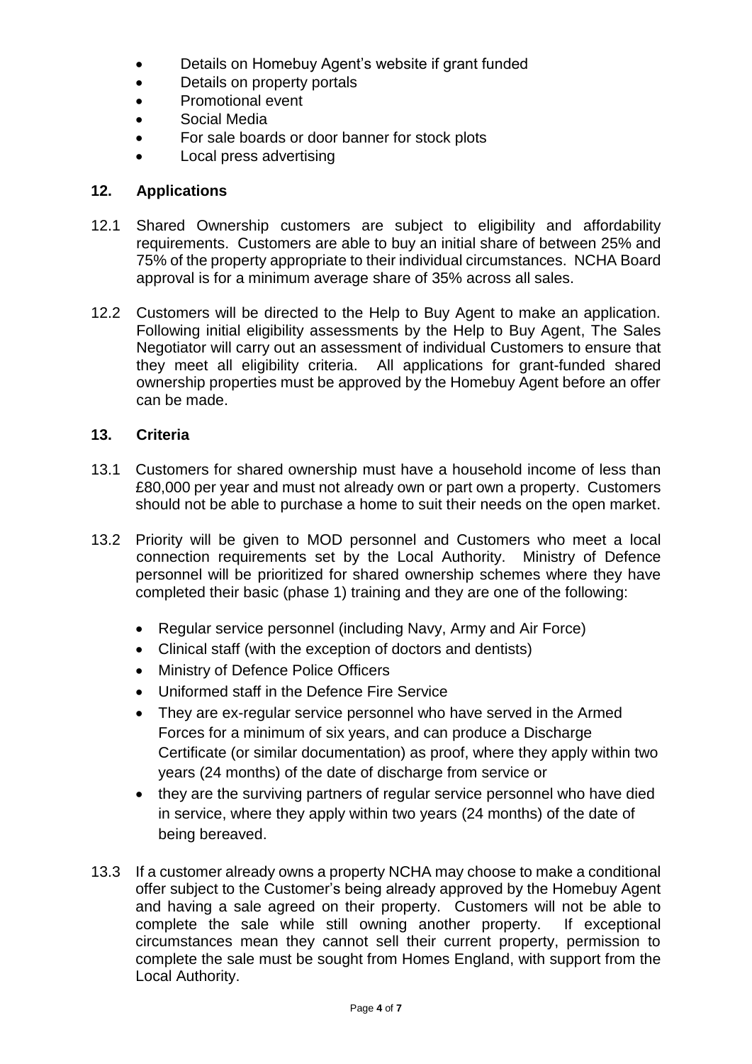- Details on Homebuy Agent's website if grant funded
- Details on property portals
- Promotional event
- Social Media
- For sale boards or door banner for stock plots
- Local press advertising

## 12. Applications

12.1 Shared Ownership customers are subject to eligibility and affordability requirements. Customers are able to buy an initial share of between 25% and 75% of the property appropriate to their individual circumstances. NCHA Board approval is for a minimum average share of 35% across all sales.

12.2 Customers will be directed to the Help to Buy Agent to make an application. Following initial eligibility assessments by the Help to Buy Agent, The Sales Negotiator will carry out an assessment of individual Customers to ensure that they meet all eligibility criteria. All applications for grant-funded shared ownership properties must be approved by the Homebuy Agent before an offer can be made.

## 13. Criteria

13.1 Customers for shared ownership must have a household income of less than £80,000 per year and must not already own or part own a property. Customers should not be able to purchase a home to suit their needs on the open market.

13.2 Priority will be given to MOD personnel and Customers who meet a local connection requirements set by the Local Authority. Ministry of Defence personnel will be prioritized for shared ownership schemes where they have completed their basic (phase 1) training and they are one of the following:

- Regular service personnel (including Navy, Army and Air Force)
- Clinical staff (with the exception of doctors and dentists)
- Ministry of Defence Police Officers
- Uniformed staff in the Defence Fire Service
- They are ex-regular service personnel who have served in the Armed Forces for a minimum of six years, and can produce a Discharge Certificate (or similar documentation) as proof, where they apply within two years (24 months) of the date of discharge from service or
- they are the surviving partners of regular service personnel who have died in service, where they apply within two years (24 months) of the date of being bereaved.

13.3 If a customer already owns a property NCHA may choose to make a conditional offer subject to the Customer's being already approved by the Homebuy Agent and having a sale agreed on their property. Customers will not be able to complete the sale while still owning another property. If exceptional circumstances mean they cannot sell their current property, permission to complete the sale must be sought from Homes England, with support from the Local Authority.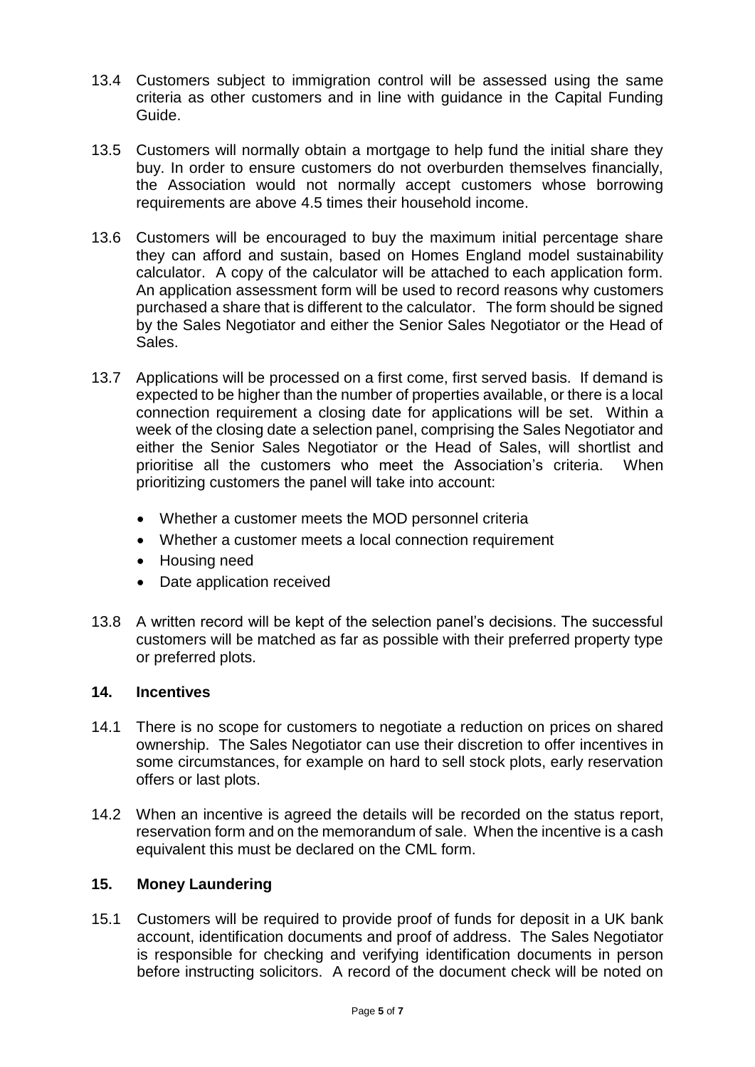13.4 Customers subject to immigration control will be assessed using the same criteria as other customers and in line with guidance in the Capital Funding Guide.

13.5 Customers will normally obtain a mortgage to help fund the initial share they buy. In order to ensure customers do not overburden themselves financially, the Association would not normally accept customers whose borrowing requirements are above 4.5 times their household income.

13.6 Customers will be encouraged to buy the maximum initial percentage share they can afford and sustain, based on Homes England model sustainability calculator. A copy of the calculator will be attached to each application form. An application assessment form will be used to record reasons why customers purchased a share that is different to the calculator. The form should be signed by the Sales Negotiator and either the Senior Sales Negotiator or the Head of Sales.

13.7 Applications will be processed on a first come, first served basis. If demand is expected to be higher than the number of properties available, or there is a local connection requirement a closing date for applications will be set. Within a week of the closing date a selection panel, comprising the Sales Negotiator and either the Senior Sales Negotiator or the Head of Sales, will shortlist and prioritise all the customers who meet the Association's criteria. When prioritizing customers the panel will take into account:

- Whether a customer meets the MOD personnel criteria
- Whether a customer meets a local connection requirement
- Housing need
- Date application received

13.8 A written record will be kept of the selection panel's decisions. The successful customers will be matched as far as possible with their preferred property type or preferred plots.

## 14. Incentives

14.1 There is no scope for customers to negotiate a reduction on prices on shared ownership. The Sales Negotiator can use their discretion to offer incentives in some circumstances, for example on hard to sell stock plots, early reservation offers or last plots.

14.2 When an incentive is agreed the details will be recorded on the status report, reservation form and on the memorandum of sale. When the incentive is a cash equivalent this must be declared on the CML form.

## 15. Money Laundering

15.1 Customers will be required to provide proof of funds for deposit in a UK bank account, identification documents and proof of address. The Sales Negotiator is responsible for checking and verifying identification documents in person before instructing solicitors. A record of the document check will be noted on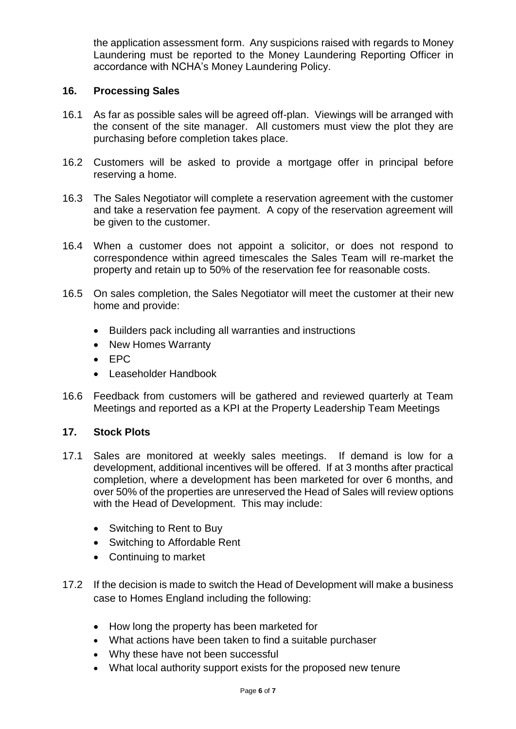the application assessment form. Any suspicions raised with regards to Money Laundering must be reported to the Money Laundering Reporting Officer in accordance with NCHA's Money Laundering Policy.

## 16. Processing Sales

16.1 As far as possible sales will be agreed off-plan. Viewings will be arranged with the consent of the site manager. All customers must view the plot they are purchasing before completion takes place.

16.2 Customers will be asked to provide a mortgage offer in principal before reserving a home.

16.3 The Sales Negotiator will complete a reservation agreement with the customer and take a reservation fee payment. A copy of the reservation agreement will be given to the customer.

16.4 When a customer does not appoint a solicitor, or does not respond to correspondence within agreed timescales the Sales Team will re-market the property and retain up to 50% of the reservation fee for reasonable costs.

16.5 On sales completion, the Sales Negotiator will meet the customer at their new home and provide:

- Builders pack including all warranties and instructions
- New Homes Warranty
- EPC
- Leaseholder Handbook

16.6 Feedback from customers will be gathered and reviewed quarterly at Team Meetings and reported as a KPI at the Property Leadership Team Meetings

## 17. Stock Plots

17.1 Sales are monitored at weekly sales meetings. If demand is low for a development, additional incentives will be offered. If at 3 months after practical completion, where a development has been marketed for over 6 months, and over 50% of the properties are unreserved the Head of Sales will review options with the Head of Development. This may include:

- Switching to Rent to Buy
- Switching to Affordable Rent
- Continuing to market

17.2 If the decision is made to switch the Head of Development will make a business case to Homes England including the following:

- How long the property has been marketed for
- What actions have been taken to find a suitable purchaser
- Why these have not been successful
- What local authority support exists for the proposed new tenure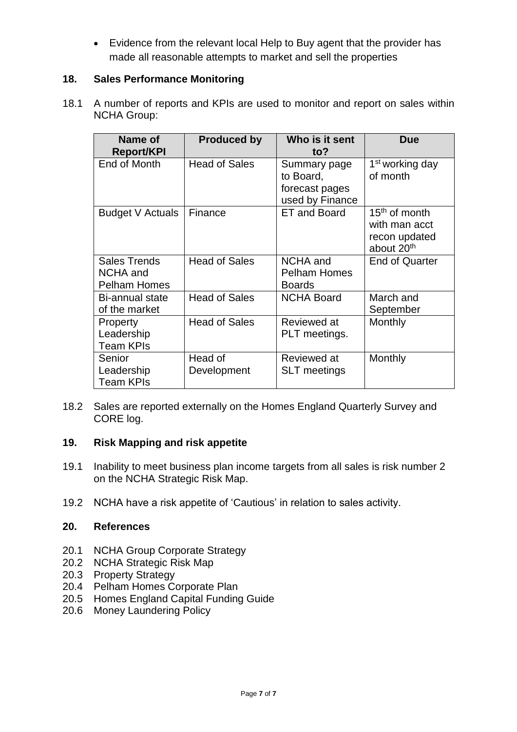- Evidence from the relevant local Help to Buy agent that the provider has made all reasonable attempts to market and sell the properties

## 18. Sales Performance Monitoring

18.1 A number of reports and KPIs are used to monitor and report on sales within NCHA Group:

| Name of Report/KPI | Produced by | Who is it sent to? | Due |
|---|---|---|---|
| End of Month | Head of Sales | Summary page to Board, forecast pages used by Finance | 1st working day of month |
| Budget V Actuals | Finance | ET and Board | 15th of month with man acct recon updated about 20th |
| Sales Trends NCHA and Pelham Homes | Head of Sales | NCHA and Pelham Homes Boards | End of Quarter |
| Bi-annual state of the market | Head of Sales | NCHA Board | March and September |
| Property Leadership Team KPIs | Head of Sales | Reviewed at PLT meetings. | Monthly |
| Senior Leadership Team KPIs | Head of Development | Reviewed at SLT meetings | Monthly |

18.2 Sales are reported externally on the Homes England Quarterly Survey and CORE log.

## 19. Risk Mapping and risk appetite

19.1 Inability to meet business plan income targets from all sales is risk number 2 on the NCHA Strategic Risk Map.

19.2 NCHA have a risk appetite of 'Cautious' in relation to sales activity.

## 20. References

20.1 NCHA Group Corporate Strategy
20.2 NCHA Strategic Risk Map
20.3 Property Strategy
20.4 Pelham Homes Corporate Plan
20.5 Homes England Capital Funding Guide
20.6 Money Laundering Policy